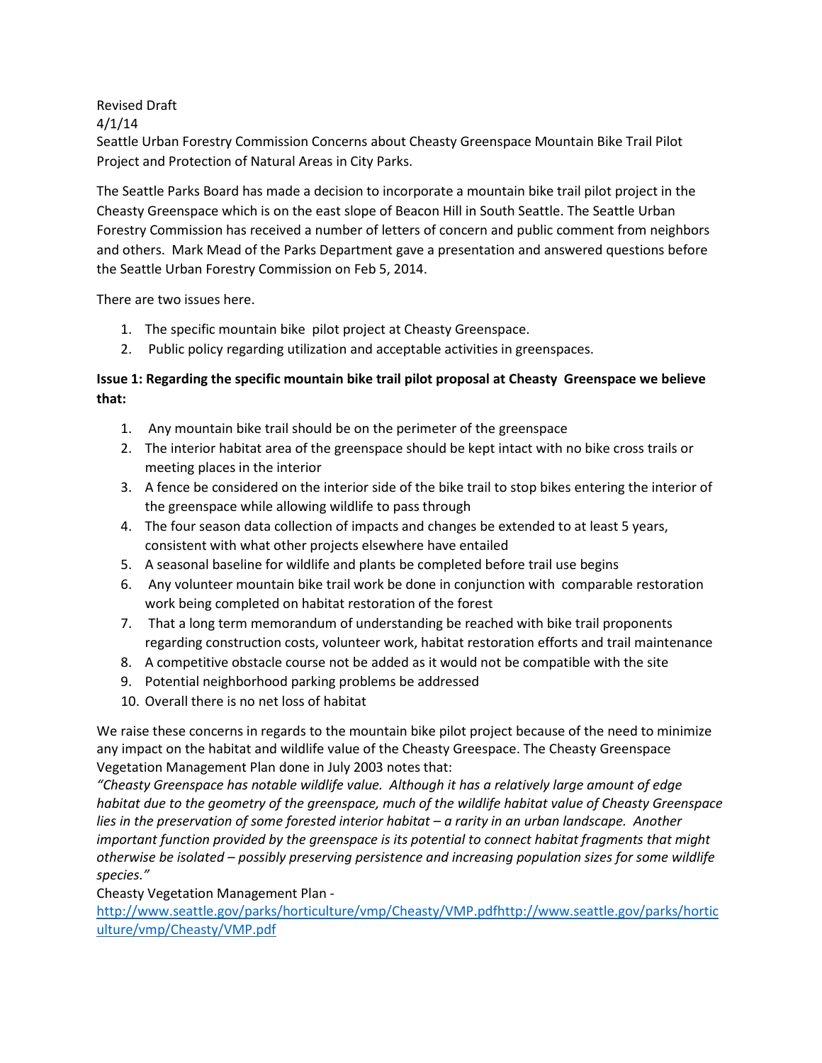Revised Draft
4/1/14
Seattle Urban Forestry Commission Concerns about Cheasty Greenspace Mountain Bike Trail Pilot Project and Protection of Natural Areas in City Parks.

The Seattle Parks Board has made a decision to incorporate a mountain bike trail pilot project in the Cheasty Greenspace which is on the east slope of Beacon Hill in South Seattle. The Seattle Urban Forestry Commission has received a number of letters of concern and public comment from neighbors and others. Mark Mead of the Parks Department gave a presentation and answered questions before the Seattle Urban Forestry Commission on Feb 5, 2014.

There are two issues here.

1. The specific mountain bike pilot project at Cheasty Greenspace.
2. Public policy regarding utilization and acceptable activities in greenspaces.

**Issue 1: Regarding the specific mountain bike trail pilot proposal at Cheasty Greenspace we believe that:**

1. Any mountain bike trail should be on the perimeter of the greenspace
2. The interior habitat area of the greenspace should be kept intact with no bike cross trails or meeting places in the interior
3. A fence be considered on the interior side of the bike trail to stop bikes entering the interior of the greenspace while allowing wildlife to pass through
4. The four season data collection of impacts and changes be extended to at least 5 years, consistent with what other projects elsewhere have entailed
5. A seasonal baseline for wildlife and plants be completed before trail use begins
6. Any volunteer mountain bike trail work be done in conjunction with comparable restoration work being completed on habitat restoration of the forest
7. That a long term memorandum of understanding be reached with bike trail proponents regarding construction costs, volunteer work, habitat restoration efforts and trail maintenance
8. A competitive obstacle course not be added as it would not be compatible with the site
9. Potential neighborhood parking problems be addressed
10. Overall there is no net loss of habitat

We raise these concerns in regards to the mountain bike pilot project because of the need to minimize any impact on the habitat and wildlife value of the Cheasty Greespace. The Cheasty Greenspace Vegetation Management Plan done in July 2003 notes that:
*"Cheasty Greenspace has notable wildlife value. Although it has a relatively large amount of edge habitat due to the geometry of the greenspace, much of the wildlife habitat value of Cheasty Greenspace lies in the preservation of some forested interior habitat – a rarity in an urban landscape. Another important function provided by the greenspace is its potential to connect habitat fragments that might otherwise be isolated – possibly preserving persistence and increasing population sizes for some wildlife species."*
Cheasty Vegetation Management Plan -
http://www.seattle.gov/parks/horticulture/vmp/Cheasty/VMP.pdfhttp://www.seattle.gov/parks/horticulture/vmp/Cheasty/VMP.pdf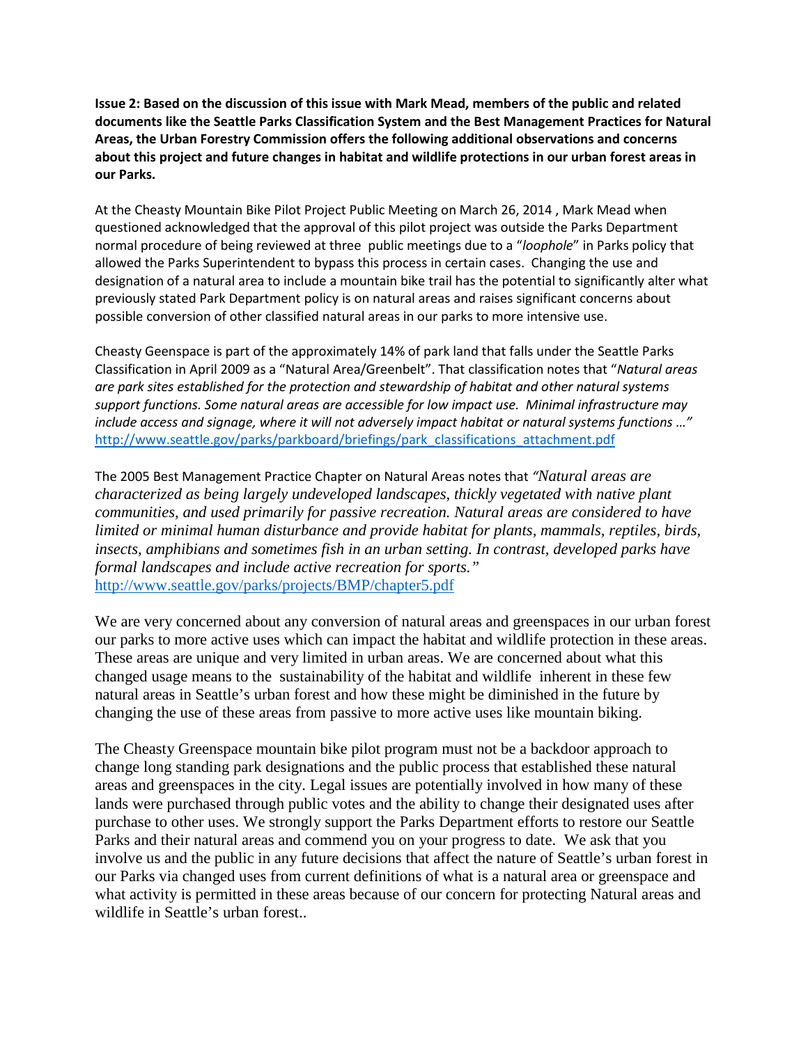**Issue 2: Based on the discussion of this issue with Mark Mead, members of the public and related documents like the Seattle Parks Classification System and the Best Management Practices for Natural Areas, the Urban Forestry Commission offers the following additional observations and concerns about this project and future changes in habitat and wildlife protections in our urban forest areas in our Parks.**

At the Cheasty Mountain Bike Pilot Project Public Meeting on March 26, 2014 , Mark Mead when questioned acknowledged that the approval of this pilot project was outside the Parks Department normal procedure of being reviewed at three public meetings due to a "*loophole*" in Parks policy that allowed the Parks Superintendent to bypass this process in certain cases. Changing the use and designation of a natural area to include a mountain bike trail has the potential to significantly alter what previously stated Park Department policy is on natural areas and raises significant concerns about possible conversion of other classified natural areas in our parks to more intensive use.

Cheasty Geenspace is part of the approximately 14% of park land that falls under the Seattle Parks Classification in April 2009 as a "Natural Area/Greenbelt". That classification notes that "*Natural areas are park sites established for the protection and stewardship of habitat and other natural systems support functions. Some natural areas are accessible for low impact use. Minimal infrastructure may include access and signage, where it will not adversely impact habitat or natural systems functions …"* http://www.seattle.gov/parks/parkboard/briefings/park_classifications_attachment.pdf

The 2005 Best Management Practice Chapter on Natural Areas notes that *"Natural areas are characterized as being largely undeveloped landscapes, thickly vegetated with native plant communities, and used primarily for passive recreation. Natural areas are considered to have limited or minimal human disturbance and provide habitat for plants, mammals, reptiles, birds, insects, amphibians and sometimes fish in an urban setting. In contrast, developed parks have formal landscapes and include active recreation for sports."* http://www.seattle.gov/parks/projects/BMP/chapter5.pdf

We are very concerned about any conversion of natural areas and greenspaces in our urban forest our parks to more active uses which can impact the habitat and wildlife protection in these areas. These areas are unique and very limited in urban areas. We are concerned about what this changed usage means to the sustainability of the habitat and wildlife inherent in these few natural areas in Seattle's urban forest and how these might be diminished in the future by changing the use of these areas from passive to more active uses like mountain biking.

The Cheasty Greenspace mountain bike pilot program must not be a backdoor approach to change long standing park designations and the public process that established these natural areas and greenspaces in the city. Legal issues are potentially involved in how many of these lands were purchased through public votes and the ability to change their designated uses after purchase to other uses. We strongly support the Parks Department efforts to restore our Seattle Parks and their natural areas and commend you on your progress to date. We ask that you involve us and the public in any future decisions that affect the nature of Seattle's urban forest in our Parks via changed uses from current definitions of what is a natural area or greenspace and what activity is permitted in these areas because of our concern for protecting Natural areas and wildlife in Seattle's urban forest..